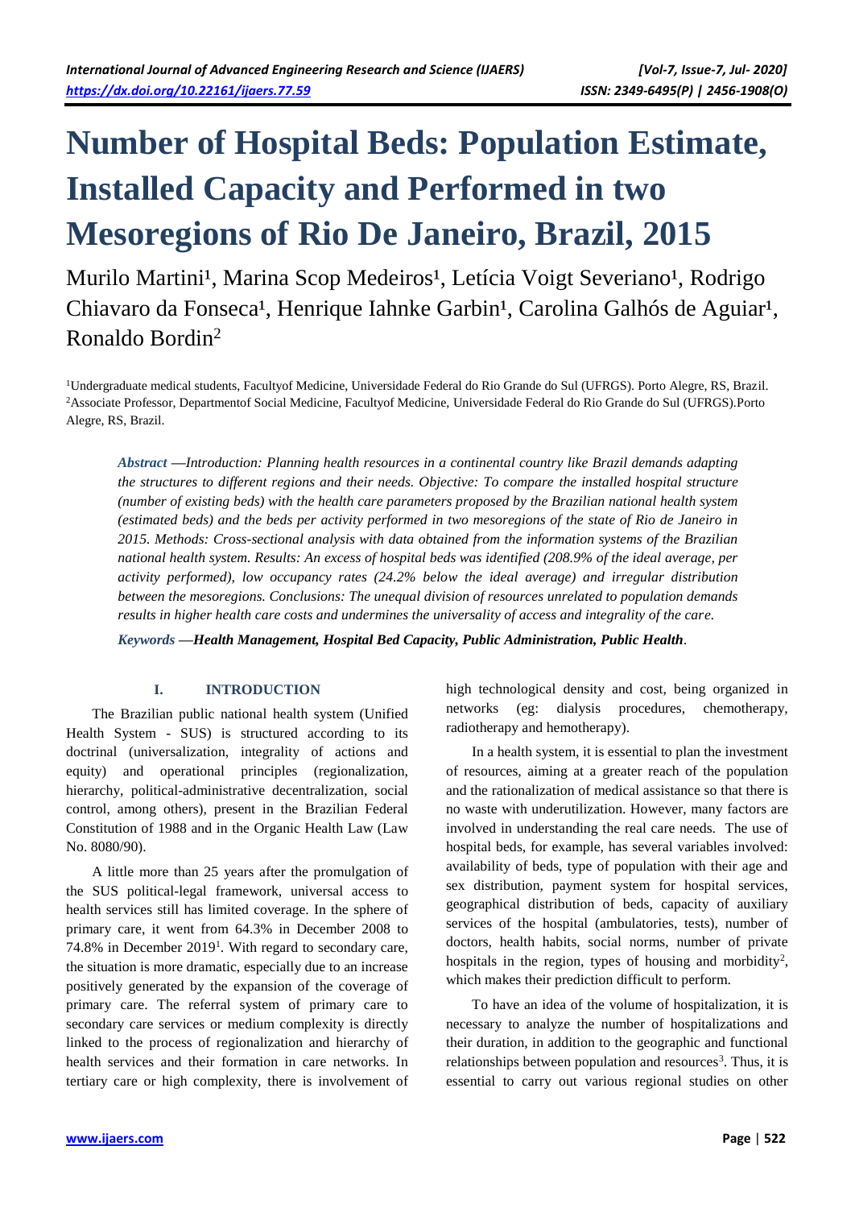# Number of Hospital Beds: Population Estimate, Installed Capacity and Performed in two Mesoregions of Rio De Janeiro, Brazil, 2015

Murilo Martini[1], Marina Scop Medeiros[1], Letícia Voigt Severiano[1], Rodrigo Chiavaro da Fonseca[1], Henrique Iahnke Garbin[1], Carolina Galhós de Aguiar[1], Ronaldo Bordin[2]

[1]Undergraduate medical students, Facultyof Medicine, Universidade Federal do Rio Grande do Sul (UFRGS). Porto Alegre, RS, Brazil.
[2]Associate Professor, Departmentof Social Medicine, Facultyof Medicine, Universidade Federal do Rio Grande do Sul (UFRGS).Porto Alegre, RS, Brazil.

***Abstract*** ***—Introduction: Planning health resources in a continental country like Brazil demands adapting the structures to different regions and their needs. Objective: To compare the installed hospital structure (number of existing beds) with the health care parameters proposed by the Brazilian national health system (estimated beds) and the beds per activity performed in two mesoregions of the state of Rio de Janeiro in 2015. Methods: Cross-sectional analysis with data obtained from the information systems of the Brazilian national health system. Results: An excess of hospital beds was identified (208.9% of the ideal average, per activity performed), low occupancy rates (24.2% below the ideal average) and irregular distribution between the mesoregions. Conclusions: The unequal division of resources unrelated to population demands results in higher health care costs and undermines the universality of access and integrality of the care.***

***Keywords*** **—*Health Management, Hospital Bed Capacity, Public Administration, Public Health*.**

## I. INTRODUCTION

The Brazilian public national health system (Unified Health System - SUS) is structured according to its doctrinal (universalization, integrality of actions and equity) and operational principles (regionalization, hierarchy, political-administrative decentralization, social control, among others), present in the Brazilian Federal Constitution of 1988 and in the Organic Health Law (Law No. 8080/90).

A little more than 25 years after the promulgation of the SUS political-legal framework, universal access to health services still has limited coverage. In the sphere of primary care, it went from 64.3% in December 2008 to 74.8% in December 2019[1]. With regard to secondary care, the situation is more dramatic, especially due to an increase positively generated by the expansion of the coverage of primary care. The referral system of primary care to secondary care services or medium complexity is directly linked to the process of regionalization and hierarchy of health services and their formation in care networks. In tertiary care or high complexity, there is involvement of high technological density and cost, being organized in networks (eg: dialysis procedures, chemotherapy, radiotherapy and hemotherapy).

In a health system, it is essential to plan the investment of resources, aiming at a greater reach of the population and the rationalization of medical assistance so that there is no waste with underutilization. However, many factors are involved in understanding the real care needs. The use of hospital beds, for example, has several variables involved: availability of beds, type of population with their age and sex distribution, payment system for hospital services, geographical distribution of beds, capacity of auxiliary services of the hospital (ambulatories, tests), number of doctors, health habits, social norms, number of private hospitals in the region, types of housing and morbidity[2], which makes their prediction difficult to perform.

To have an idea of the volume of hospitalization, it is necessary to analyze the number of hospitalizations and their duration, in addition to the geographic and functional relationships between population and resources[3]. Thus, it is essential to carry out various regional studies on other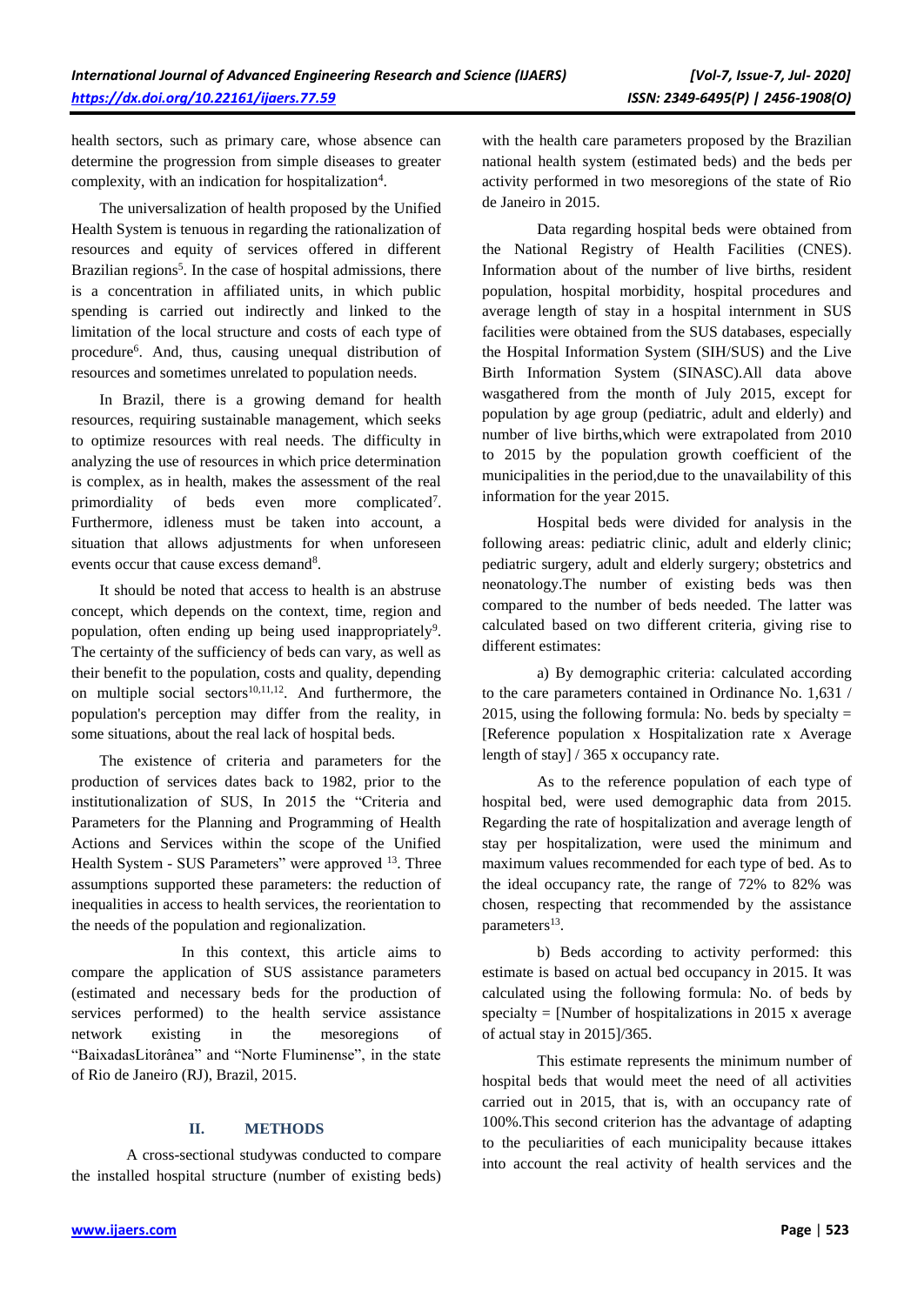health sectors, such as primary care, whose absence can determine the progression from simple diseases to greater complexity, with an indication for hospitalization[4].

The universalization of health proposed by the Unified Health System is tenuous in regarding the rationalization of resources and equity of services offered in different Brazilian regions[5]. In the case of hospital admissions, there is a concentration in affiliated units, in which public spending is carried out indirectly and linked to the limitation of the local structure and costs of each type of procedure[6]. And, thus, causing unequal distribution of resources and sometimes unrelated to population needs.

In Brazil, there is a growing demand for health resources, requiring sustainable management, which seeks to optimize resources with real needs. The difficulty in analyzing the use of resources in which price determination is complex, as in health, makes the assessment of the real primordiality of beds even more complicated[7]. Furthermore, idleness must be taken into account, a situation that allows adjustments for when unforeseen events occur that cause excess demand[8].

It should be noted that access to health is an abstruse concept, which depends on the context, time, region and population, often ending up being used inappropriately[9]. The certainty of the sufficiency of beds can vary, as well as their benefit to the population, costs and quality, depending on multiple social sectors[10,11,12]. And furthermore, the population's perception may differ from the reality, in some situations, about the real lack of hospital beds.

The existence of criteria and parameters for the production of services dates back to 1982, prior to the institutionalization of SUS, In 2015 the "Criteria and Parameters for the Planning and Programming of Health Actions and Services within the scope of the Unified Health System - SUS Parameters" were approved [13]. Three assumptions supported these parameters: the reduction of inequalities in access to health services, the reorientation to the needs of the population and regionalization.

In this context, this article aims to compare the application of SUS assistance parameters (estimated and necessary beds for the production of services performed) to the health service assistance network existing in the mesoregions of "BaixadasLitorânea" and "Norte Fluminense", in the state of Rio de Janeiro (RJ), Brazil, 2015.

## II. METHODS

A cross-sectional studywas conducted to compare the installed hospital structure (number of existing beds) with the health care parameters proposed by the Brazilian national health system (estimated beds) and the beds per activity performed in two mesoregions of the state of Rio de Janeiro in 2015.

Data regarding hospital beds were obtained from the National Registry of Health Facilities (CNES). Information about of the number of live births, resident population, hospital morbidity, hospital procedures and average length of stay in a hospital internment in SUS facilities were obtained from the SUS databases, especially the Hospital Information System (SIH/SUS) and the Live Birth Information System (SINASC).All data above wasgathered from the month of July 2015, except for population by age group (pediatric, adult and elderly) and number of live births,which were extrapolated from 2010 to 2015 by the population growth coefficient of the municipalities in the period,due to the unavailability of this information for the year 2015.

Hospital beds were divided for analysis in the following areas: pediatric clinic, adult and elderly clinic; pediatric surgery, adult and elderly surgery; obstetrics and neonatology.The number of existing beds was then compared to the number of beds needed. The latter was calculated based on two different criteria, giving rise to different estimates:

a) By demographic criteria: calculated according to the care parameters contained in Ordinance No. 1,631 / 2015, using the following formula: No. beds by specialty = [Reference population x Hospitalization rate x Average length of stay] / 365 x occupancy rate.

As to the reference population of each type of hospital bed, were used demographic data from 2015. Regarding the rate of hospitalization and average length of stay per hospitalization, were used the minimum and maximum values recommended for each type of bed. As to the ideal occupancy rate, the range of 72% to 82% was chosen, respecting that recommended by the assistance parameters[13].

b) Beds according to activity performed: this estimate is based on actual bed occupancy in 2015. It was calculated using the following formula: No. of beds by specialty = [Number of hospitalizations in 2015 x average of actual stay in 2015]/365.

This estimate represents the minimum number of hospital beds that would meet the need of all activities carried out in 2015, that is, with an occupancy rate of 100%.This second criterion has the advantage of adapting to the peculiarities of each municipality because ittakes into account the real activity of health services and the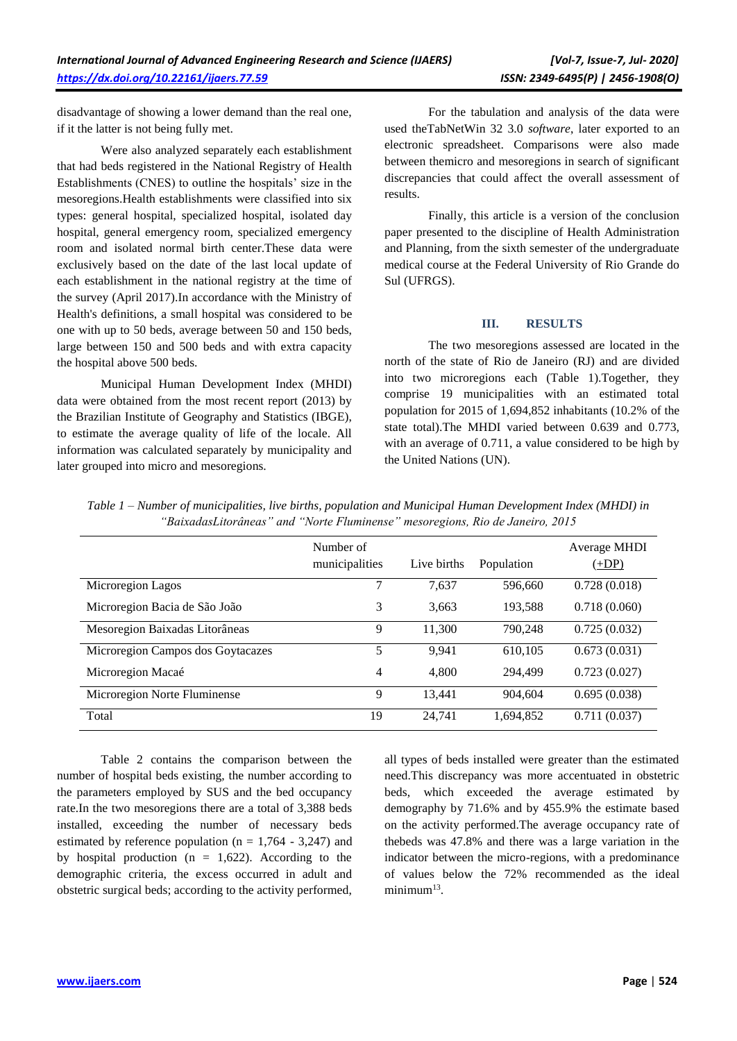disadvantage of showing a lower demand than the real one, if it the latter is not being fully met.

Were also analyzed separately each establishment that had beds registered in the National Registry of Health Establishments (CNES) to outline the hospitals' size in the mesoregions.Health establishments were classified into six types: general hospital, specialized hospital, isolated day hospital, general emergency room, specialized emergency room and isolated normal birth center.These data were exclusively based on the date of the last local update of each establishment in the national registry at the time of the survey (April 2017).In accordance with the Ministry of Health's definitions, a small hospital was considered to be one with up to 50 beds, average between 50 and 150 beds, large between 150 and 500 beds and with extra capacity the hospital above 500 beds.

Municipal Human Development Index (MHDI) data were obtained from the most recent report (2013) by the Brazilian Institute of Geography and Statistics (IBGE), to estimate the average quality of life of the locale. All information was calculated separately by municipality and later grouped into micro and mesoregions.

For the tabulation and analysis of the data were used theTabNetWin 32 3.0 *software*, later exported to an electronic spreadsheet. Comparisons were also made between themicro and mesoregions in search of significant discrepancies that could affect the overall assessment of results.

Finally, this article is a version of the conclusion paper presented to the discipline of Health Administration and Planning, from the sixth semester of the undergraduate medical course at the Federal University of Rio Grande do Sul (UFRGS).

## III. RESULTS

The two mesoregions assessed are located in the north of the state of Rio de Janeiro (RJ) and are divided into two microregions each (Table 1).Together, they comprise 19 municipalities with an estimated total population for 2015 of 1,694,852 inhabitants (10.2% of the state total).The MHDI varied between 0.639 and 0.773, with an average of 0.711, a value considered to be high by the United Nations (UN).

*Table 1 – Number of municipalities, live births, population and Municipal Human Development Index (MHDI) in "BaixadasLitorâneas" and "Norte Fluminense" mesoregions, Rio de Janeiro, 2015*

| | Number of municipalities | Live births | Population | Average MHDI (+DP) |
|---|---|---|---|---|
| Microregion Lagos | 7 | 7,637 | 596,660 | 0.728 (0.018) |
| Microregion Bacia de São João | 3 | 3,663 | 193,588 | 0.718 (0.060) |
| Mesoregion Baixadas Litorâneas | 9 | 11,300 | 790,248 | 0.725 (0.032) |
| Microregion Campos dos Goytacazes | 5 | 9,941 | 610,105 | 0.673 (0.031) |
| Microregion Macaé | 4 | 4,800 | 294,499 | 0.723 (0.027) |
| Microregion Norte Fluminense | 9 | 13,441 | 904,604 | 0.695 (0.038) |
| Total | 19 | 24,741 | 1,694,852 | 0.711 (0.037) |

Table 2 contains the comparison between the number of hospital beds existing, the number according to the parameters employed by SUS and the bed occupancy rate.In the two mesoregions there are a total of 3,388 beds installed, exceeding the number of necessary beds estimated by reference population (n = 1,764 - 3,247) and by hospital production (n = 1,622). According to the demographic criteria, the excess occurred in adult and obstetric surgical beds; according to the activity performed, all types of beds installed were greater than the estimated need.This discrepancy was more accentuated in obstetric beds, which exceeded the average estimated by demography by 71.6% and by 455.9% the estimate based on the activity performed.The average occupancy rate of thebeds was 47.8% and there was a large variation in the indicator between the micro-regions, with a predominance of values below the 72% recommended as the ideal minimum[13].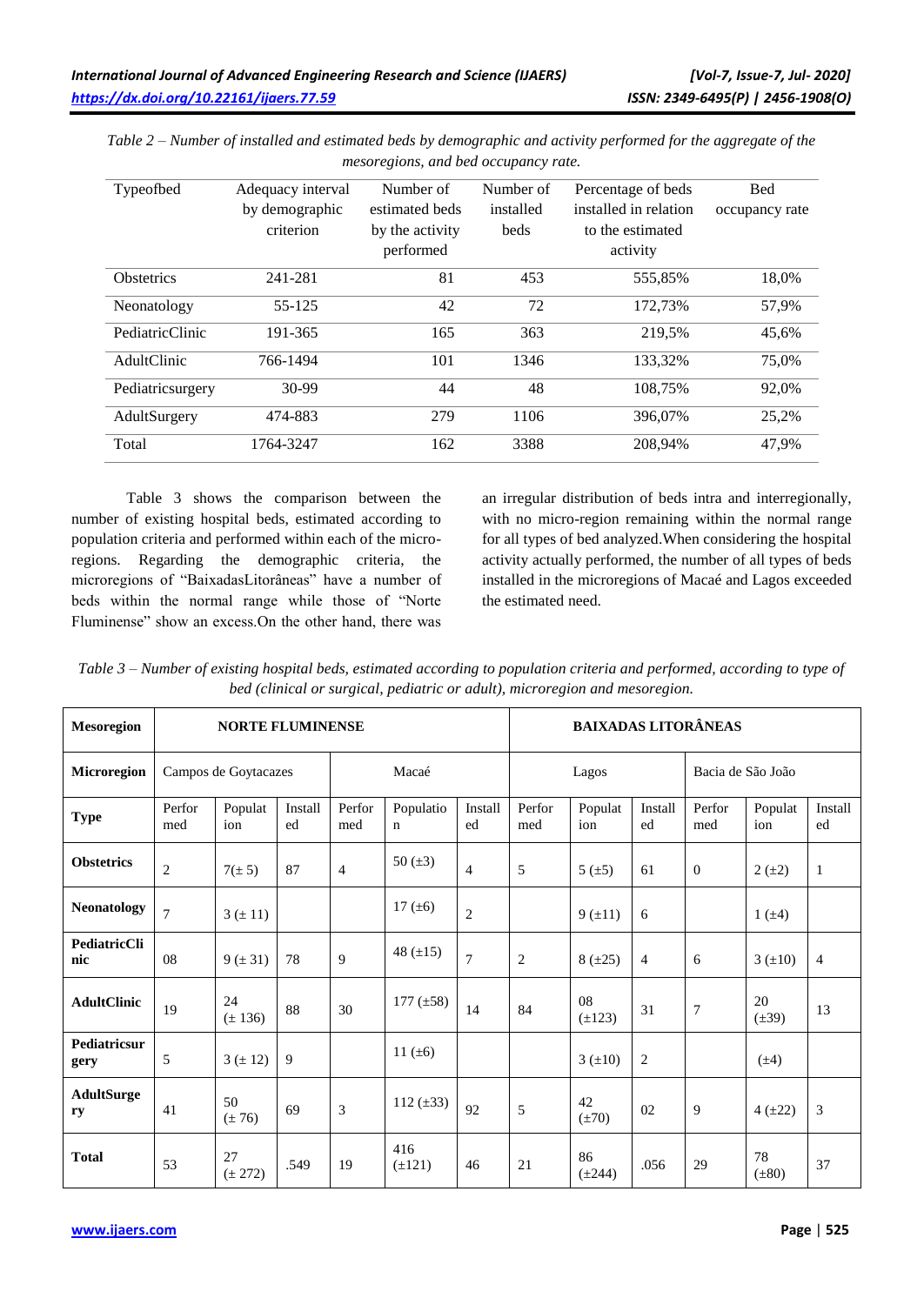*Table 2 – Number of installed and estimated beds by demographic and activity performed for the aggregate of the mesoregions, and bed occupancy rate.*

| Typeofbed | Adequacy interval by demographic criterion | Number of estimated beds by the activity performed | Number of installed beds | Percentage of beds installed in relation to the estimated activity | Bed occupancy rate |
|---|---|---|---|---|---|
| Obstetrics | 241-281 | 81 | 453 | 555,85% | 18,0% |
| Neonatology | 55-125 | 42 | 72 | 172,73% | 57,9% |
| PediatricClinic | 191-365 | 165 | 363 | 219,5% | 45,6% |
| AdultClinic | 766-1494 | 101 | 1346 | 133,32% | 75,0% |
| Pediatricsurgery | 30-99 | 44 | 48 | 108,75% | 92,0% |
| AdultSurgery | 474-883 | 279 | 1106 | 396,07% | 25,2% |
| Total | 1764-3247 | 162 | 3388 | 208,94% | 47,9% |

Table 3 shows the comparison between the number of existing hospital beds, estimated according to population criteria and performed within each of the micro-regions. Regarding the demographic criteria, the microregions of "BaixadasLitorâneas" have a number of beds within the normal range while those of "Norte Fluminense" show an excess.On the other hand, there was an irregular distribution of beds intra and interregionally, with no micro-region remaining within the normal range for all types of bed analyzed.When considering the hospital activity actually performed, the number of all types of beds installed in the microregions of Macaé and Lagos exceeded the estimated need.

*Table 3 – Number of existing hospital beds, estimated according to population criteria and performed, according to type of bed (clinical or surgical, pediatric or adult), microregion and mesoregion.*

| **Mesoregion** | **NORTE FLUMINENSE** | | | | | | **BAIXADAS LITORÂNEAS** | | | | | |
|---|---|---|---|---|---|---|---|---|---|---|---|---|
| **Microregion** | Campos de Goytacazes | | | Macaé | | | Lagos | | | Bacia de São João | | |
| **Type** | Performed | Population | Installed | Performed | Population | Installed | Performed | Population | Installed | Performed | Population | Installed |
| **Obstetrics** | 2 | 7(± 5) | 87 | 4 | 50 (±3) | 4 | 5 | 5 (±5) | 61 | 0 | 2 (±2) | 1 |
| **Neonatology** | 7 | 3 (± 11) | | | 17 (±6) | 2 | | 9 (±11) | 6 | | 1 (±4) | |
| **PediatricClinic** | 08 | 9 (± 31) | 78 | 9 | 48 (±15) | 7 | 2 | 8 (±25) | 4 | 6 | 3 (±10) | 4 |
| **AdultClinic** | 19 | 24 (± 136) | 88 | 30 | 177 (±58) | 14 | 84 | 08 (±123) | 31 | 7 | 20 (±39) | 13 |
| **Pediatricsurgery** | 5 | 3 (± 12) | 9 | | 11 (±6) | | | 3 (±10) | 2 | | (±4) | |
| **AdultSurgery** | 41 | 50 (± 76) | 69 | 3 | 112 (±33) | 92 | 5 | 42 (±70) | 02 | 9 | 4 (±22) | 3 |
| **Total** | 53 | 27 (± 272) | .549 | 19 | 416 (±121) | 46 | 21 | 86 (±244) | .056 | 29 | 78 (±80) | 37 |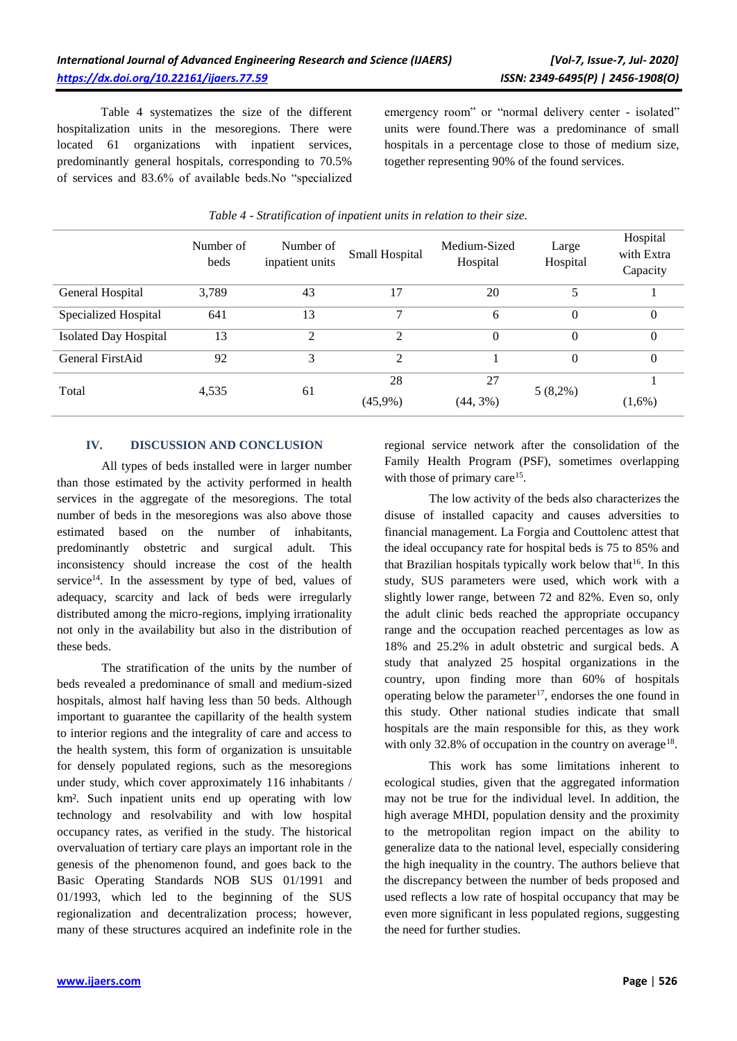Table 4 systematizes the size of the different hospitalization units in the mesoregions. There were located 61 organizations with inpatient services, predominantly general hospitals, corresponding to 70.5% of services and 83.6% of available beds.No "specialized emergency room" or "normal delivery center - isolated" units were found.There was a predominance of small hospitals in a percentage close to those of medium size, together representing 90% of the found services.

*Table 4 - Stratification of inpatient units in relation to their size.*

| | Number of beds | Number of inpatient units | Small Hospital | Medium-Sized Hospital | Large Hospital | Hospital with Extra Capacity |
|---|---|---|---|---|---|---|
| General Hospital | 3,789 | 43 | 17 | 20 | 5 | 1 |
| Specialized Hospital | 641 | 13 | 7 | 6 | 0 | 0 |
| Isolated Day Hospital | 13 | 2 | 2 | 0 | 0 | 0 |
| General FirstAid | 92 | 3 | 2 | 1 | 0 | 0 |
| Total | 4,535 | 61 | 28 (45,9%) | 27 (44, 3%) | 5 (8,2%) | 1 (1,6%) |

## IV. DISCUSSION AND CONCLUSION

All types of beds installed were in larger number than those estimated by the activity performed in health services in the aggregate of the mesoregions. The total number of beds in the mesoregions was also above those estimated based on the number of inhabitants, predominantly obstetric and surgical adult. This inconsistency should increase the cost of the health service[14]. In the assessment by type of bed, values of adequacy, scarcity and lack of beds were irregularly distributed among the micro-regions, implying irrationality not only in the availability but also in the distribution of these beds.

The stratification of the units by the number of beds revealed a predominance of small and medium-sized hospitals, almost half having less than 50 beds. Although important to guarantee the capillarity of the health system to interior regions and the integrality of care and access to the health system, this form of organization is unsuitable for densely populated regions, such as the mesoregions under study, which cover approximately 116 inhabitants / km². Such inpatient units end up operating with low technology and resolvability and with low hospital occupancy rates, as verified in the study. The historical overvaluation of tertiary care plays an important role in the genesis of the phenomenon found, and goes back to the Basic Operating Standards NOB SUS 01/1991 and 01/1993, which led to the beginning of the SUS regionalization and decentralization process; however, many of these structures acquired an indefinite role in the regional service network after the consolidation of the Family Health Program (PSF), sometimes overlapping with those of primary care[15].

The low activity of the beds also characterizes the disuse of installed capacity and causes adversities to financial management. La Forgia and Couttolenc attest that the ideal occupancy rate for hospital beds is 75 to 85% and that Brazilian hospitals typically work below that[16]. In this study, SUS parameters were used, which work with a slightly lower range, between 72 and 82%. Even so, only the adult clinic beds reached the appropriate occupancy range and the occupation reached percentages as low as 18% and 25.2% in adult obstetric and surgical beds. A study that analyzed 25 hospital organizations in the country, upon finding more than 60% of hospitals operating below the parameter[17], endorses the one found in this study. Other national studies indicate that small hospitals are the main responsible for this, as they work with only 32.8% of occupation in the country on average[18].

This work has some limitations inherent to ecological studies, given that the aggregated information may not be true for the individual level. In addition, the high average MHDI, population density and the proximity to the metropolitan region impact on the ability to generalize data to the national level, especially considering the high inequality in the country. The authors believe that the discrepancy between the number of beds proposed and used reflects a low rate of hospital occupancy that may be even more significant in less populated regions, suggesting the need for further studies.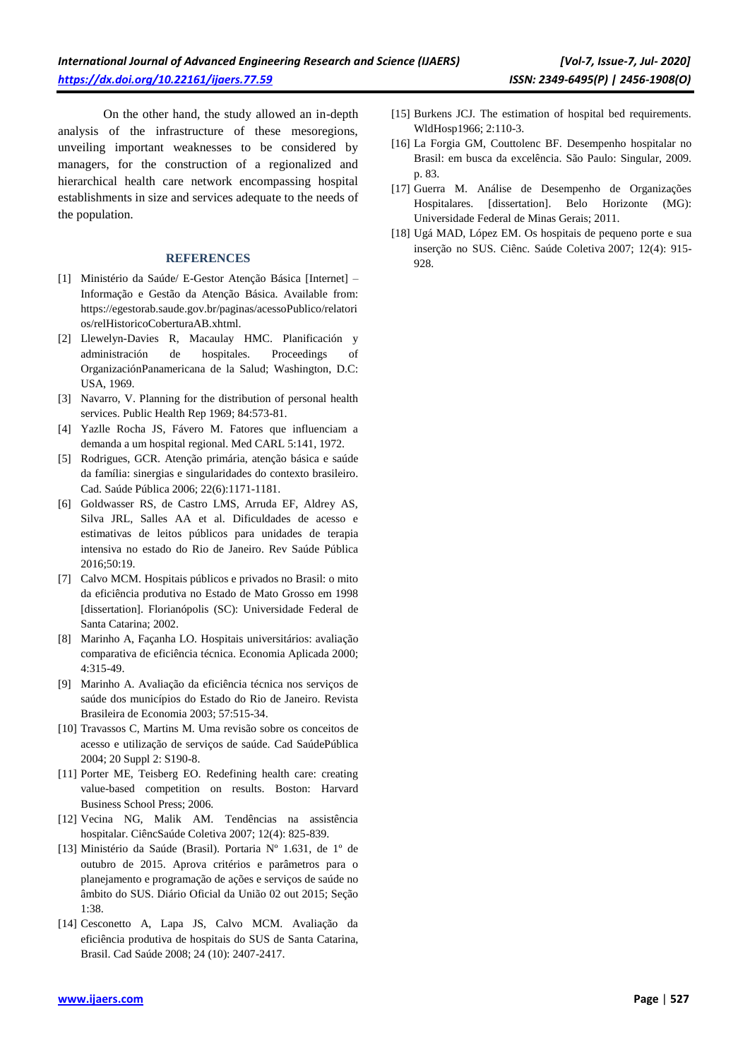On the other hand, the study allowed an in-depth analysis of the infrastructure of these mesoregions, unveiling important weaknesses to be considered by managers, for the construction of a regionalized and hierarchical health care network encompassing hospital establishments in size and services adequate to the needs of the population.

## REFERENCES

[1] Ministério da Saúde/ E-Gestor Atenção Básica [Internet] – Informação e Gestão da Atenção Básica. Available from: https://egestorab.saude.gov.br/paginas/acessoPublico/relatorios/relHistoricoCoberturaAB.xhtml.

[2] Llewelyn-Davies R, Macaulay HMC. Planificación y administración de hospitales. Proceedings of OrganizaciónPanamericana de la Salud; Washington, D.C: USA, 1969.

[3] Navarro, V. Planning for the distribution of personal health services. Public Health Rep 1969; 84:573-81.

[4] Yazlle Rocha JS, Fávero M. Fatores que influenciam a demanda a um hospital regional. Med CARL 5:141, 1972.

[5] Rodrigues, GCR. Atenção primária, atenção básica e saúde da família: sinergias e singularidades do contexto brasileiro. Cad. Saúde Pública 2006; 22(6):1171-1181.

[6] Goldwasser RS, de Castro LMS, Arruda EF, Aldrey AS, Silva JRL, Salles AA et al. Dificuldades de acesso e estimativas de leitos públicos para unidades de terapia intensiva no estado do Rio de Janeiro. Rev Saúde Pública 2016;50:19.

[7] Calvo MCM. Hospitais públicos e privados no Brasil: o mito da eficiência produtiva no Estado de Mato Grosso em 1998 [dissertation]. Florianópolis (SC): Universidade Federal de Santa Catarina; 2002.

[8] Marinho A, Façanha LO. Hospitais universitários: avaliação comparativa de eficiência técnica. Economia Aplicada 2000; 4:315-49.

[9] Marinho A. Avaliação da eficiência técnica nos serviços de saúde dos municípios do Estado do Rio de Janeiro. Revista Brasileira de Economia 2003; 57:515-34.

[10] Travassos C, Martins M. Uma revisão sobre os conceitos de acesso e utilização de serviços de saúde. Cad SaúdePública 2004; 20 Suppl 2: S190-8.

[11] Porter ME, Teisberg EO. Redefining health care: creating value-based competition on results. Boston: Harvard Business School Press; 2006.

[12] Vecina NG, Malik AM. Tendências na assistência hospitalar. CiêncSaúde Coletiva 2007; 12(4): 825-839.

[13] Ministério da Saúde (Brasil). Portaria Nº 1.631, de 1º de outubro de 2015. Aprova critérios e parâmetros para o planejamento e programação de ações e serviços de saúde no âmbito do SUS. Diário Oficial da União 02 out 2015; Seção 1:38.

[14] Cesconetto A, Lapa JS, Calvo MCM. Avaliação da eficiência produtiva de hospitais do SUS de Santa Catarina, Brasil. Cad Saúde 2008; 24 (10): 2407-2417.

[15] Burkens JCJ. The estimation of hospital bed requirements. WldHosp1966; 2:110-3.

[16] La Forgia GM, Couttolenc BF. Desempenho hospitalar no Brasil: em busca da excelência. São Paulo: Singular, 2009. p. 83.

[17] Guerra M. Análise de Desempenho de Organizações Hospitalares. [dissertation]. Belo Horizonte (MG): Universidade Federal de Minas Gerais; 2011.

[18] Ugá MAD, López EM. Os hospitais de pequeno porte e sua inserção no SUS. Ciênc. Saúde Coletiva 2007; 12(4): 915-928.